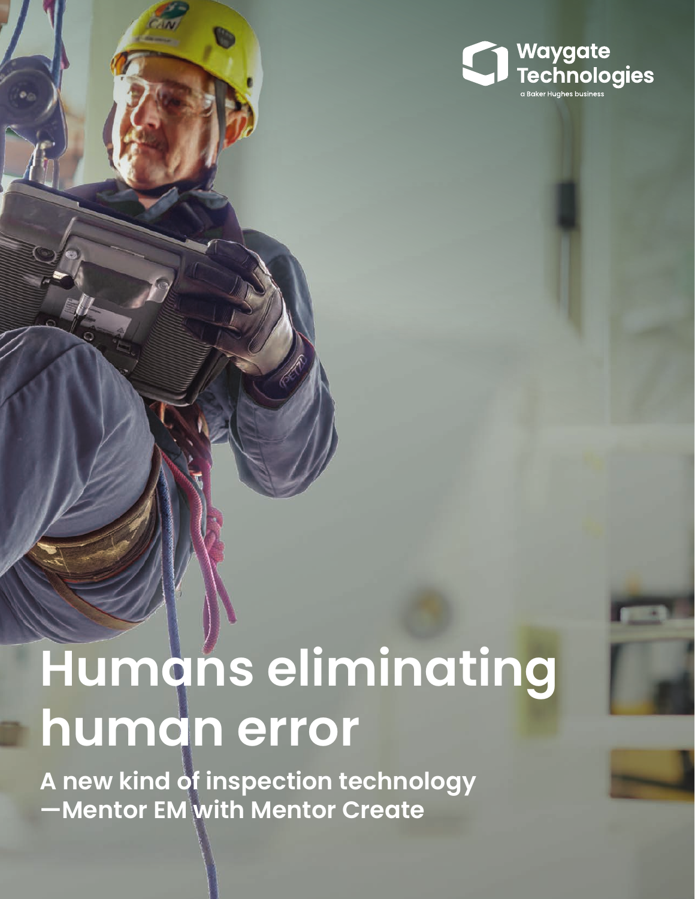Waygate Technologies

a Baker Hughes business

# Humans eliminating human error

**A new kind of inspection technology —Mentor EM with Mentor Create**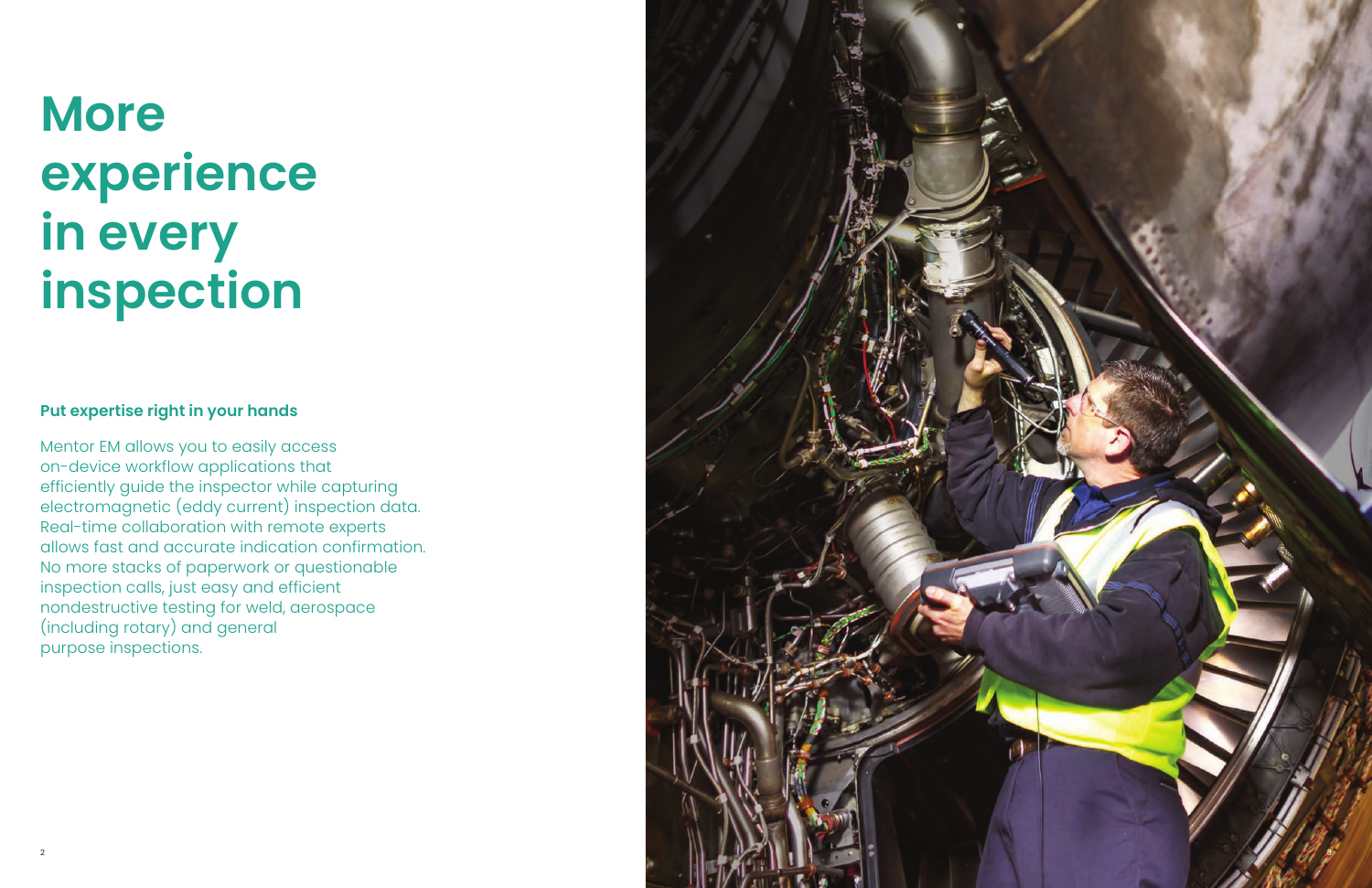# More experience in every inspection

### Put expertise right in your hands

Mentor EM allows you to easily access on-device workflow applications that efficiently guide the inspector while capturing electromagnetic (eddy current) inspection data. Real-time collaboration with remote experts allows fast and accurate indication confirmation. No more stacks of paperwork or questionable inspection calls, just easy and efficient nondestructive testing for weld, aerospace (including rotary) and general purpose inspections.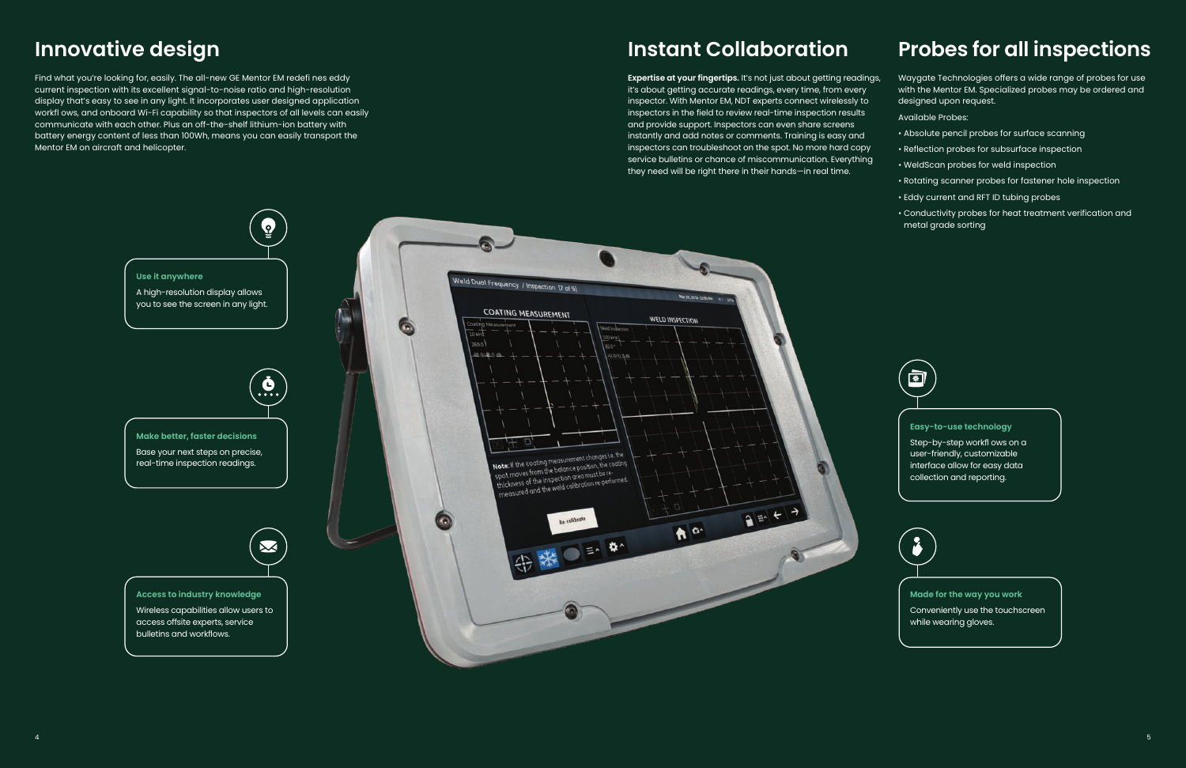# Innovative design

Find what you're looking for, easily. The all-new GE Mentor EM redefi nes eddy current inspection with its excellent signal-to-noise ratio and high-resolution display that's easy to see in any light. It incorporates user designed application workfl ows, and onboard Wi-Fi capability so that inspectors of all levels can easily communicate with each other. Plus an off-the-shelf lithium-ion battery with battery energy content of less than 100Wh, means you can easily transport the Mentor EM on aircraft and helicopter.

**Use it anywhere**

A high-resolution display allows you to see the screen in any light.

**Make better, faster decisions**

Base your next steps on precise, real-time inspection readings.

**Access to industry knowledge**

Wireless capabilities allow users to access offsite experts, service bulletins and workflows.

# Instant Collaboration

**Expertise at your fingertips.** It's not just about getting readings, it's about getting accurate readings, every time, from every inspector. With Mentor EM, NDT experts connect wirelessly to inspectors in the field to review real-time inspection results and provide support. Inspectors can even share screens instantly and add notes or comments. Training is easy and inspectors can troubleshoot on the spot. No more hard copy service bulletins or chance of miscommunication. Everything they need will be right there in their hands—in real time.

# Probes for all inspections

Waygate Technologies offers a wide range of probes for use with the Mentor EM. Specialized probes may be ordered and designed upon request.

Available Probes:

- Absolute pencil probes for surface scanning
- Reflection probes for subsurface inspection
- WeldScan probes for weld inspection
- Rotating scanner probes for fastener hole inspection
- Eddy current and RFT ID tubing probes
- Conductivity probes for heat treatment verification and metal grade sorting

**Easy-to-use technology**

Step-by-step workfl ows on a user-friendly, customizable interface allow for easy data collection and reporting.

**Made for the way you work**

Conveniently use the touchscreen while wearing gloves.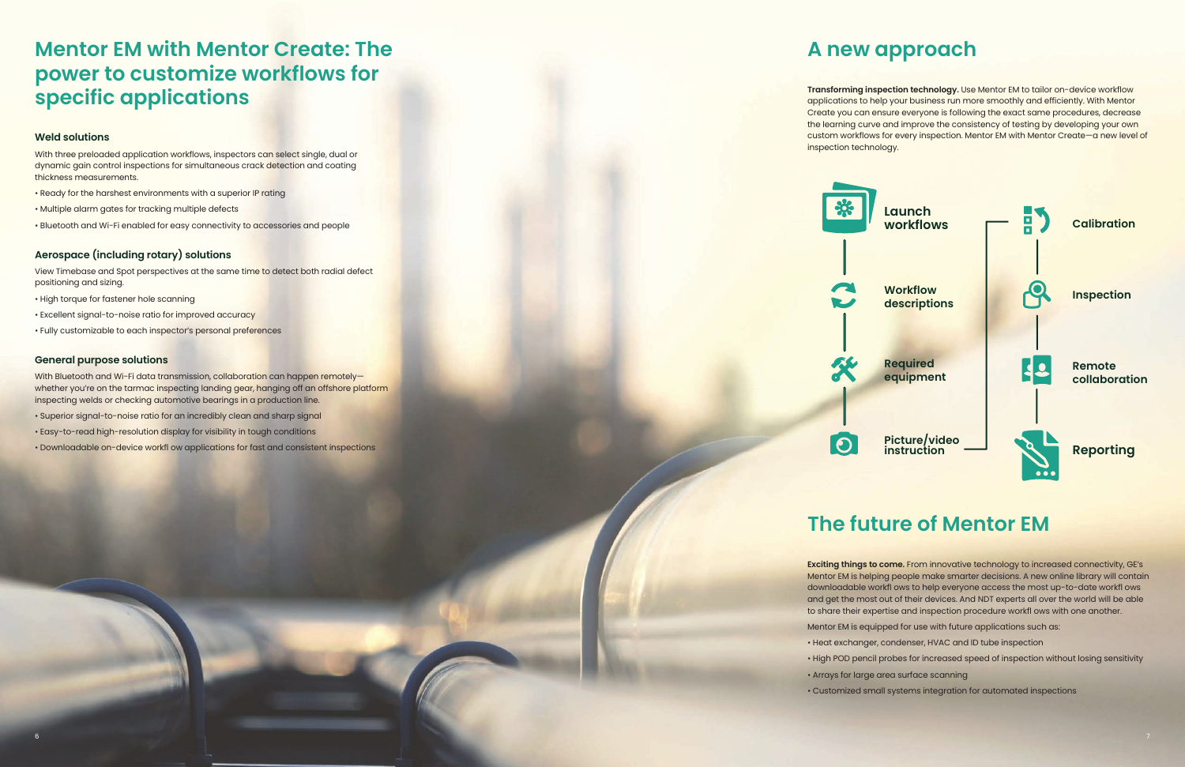# Mentor EM with Mentor Create: The power to customize workflows for specific applications

### Weld solutions

With three preloaded application workflows, inspectors can select single, dual or dynamic gain control inspections for simultaneous crack detection and coating thickness measurements.

- Ready for the harshest environments with a superior IP rating
- Multiple alarm gates for tracking multiple defects
- Bluetooth and Wi-Fi enabled for easy connectivity to accessories and people

### Aerospace (including rotary) solutions

View Timebase and Spot perspectives at the same time to detect both radial defect positioning and sizing.

- High torque for fastener hole scanning
- Excellent signal-to-noise ratio for improved accuracy
- Fully customizable to each inspector's personal preferences

### General purpose solutions

With Bluetooth and Wi-Fi data transmission, collaboration can happen remotely—whether you're on the tarmac inspecting landing gear, hanging off an offshore platform inspecting welds or checking automotive bearings in a production line.

- Superior signal-to-noise ratio for an incredibly clean and sharp signal
- Easy-to-read high-resolution display for visibility in tough conditions
- Downloadable on-device workfl ow applications for fast and consistent inspections

# A new approach

**Transforming inspection technology.** Use Mentor EM to tailor on-device workflow applications to help your business run more smoothly and efficiently. With Mentor Create you can ensure everyone is following the exact same procedures, decrease the learning curve and improve the consistency of testing by developing your own custom workflows for every inspection. Mentor EM with Mentor Create—a new level of inspection technology.

Launch workflows
Workflow descriptions
Required equipment
Picture/video instruction

Calibration
Inspection
Remote collaboration
Reporting

# The future of Mentor EM

**Exciting things to come.** From innovative technology to increased connectivity, GE's Mentor EM is helping people make smarter decisions. A new online library will contain downloadable workfl ows to help everyone access the most up-to-date workfl ows and get the most out of their devices. And NDT experts all over the world will be able to share their expertise and inspection procedure workfl ows with one another.

Mentor EM is equipped for use with future applications such as:

- Heat exchanger, condenser, HVAC and ID tube inspection
- High POD pencil probes for increased speed of inspection without losing sensitivity
- Arrays for large area surface scanning
- Customized small systems integration for automated inspections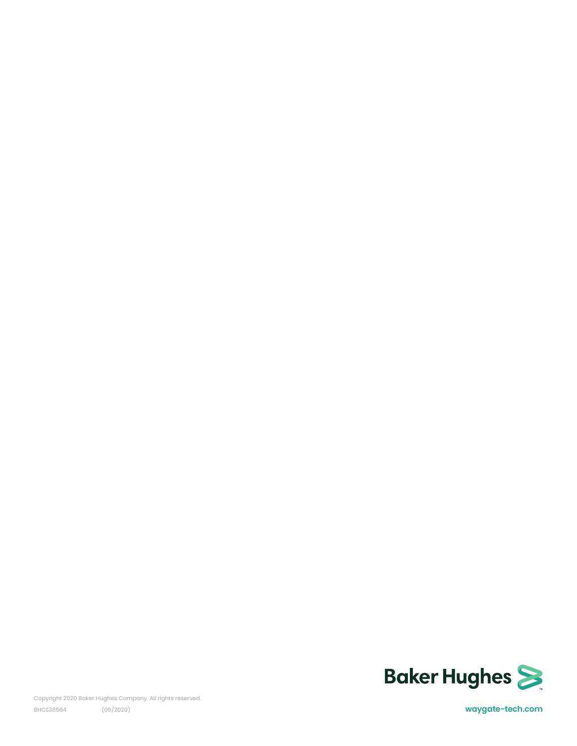Baker Hughes

Copyright 2020 Baker Hughes Company. All rights reserved.

BHCS38564 (09/2020)

waygate-tech.com